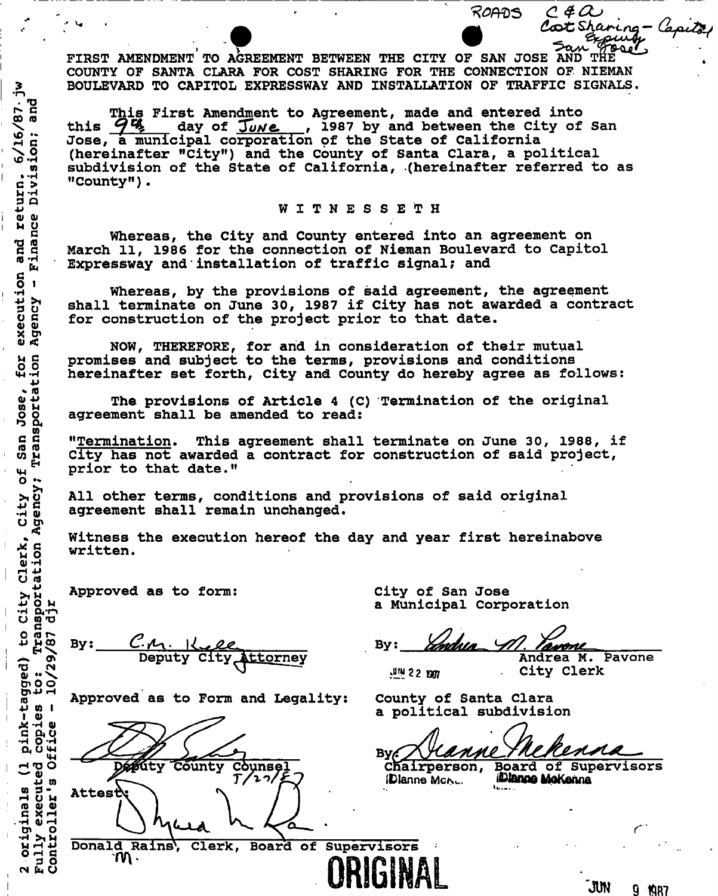ROADS C&A
Cost Sharing - Capitol Expwy
San Jose

FIRST AMENDMENT TO AGREEMENT BETWEEN THE CITY OF SAN JOSE AND THE COUNTY OF SANTA CLARA FOR COST SHARING FOR THE CONNECTION OF NIEMAN BOULEVARD TO CAPITOL EXPRESSWAY AND INSTALLATION OF TRAFFIC SIGNALS.

This First Amendment to Agreement, made and entered into this 9th day of June, 1987 by and between the City of San Jose, a municipal corporation of the State of California (hereinafter "City") and the County of Santa Clara, a political subdivision of the State of California, (hereinafter referred to as "County").

W I T N E S S E T H

Whereas, the City and County entered into an agreement on March 11, 1986 for the connection of Nieman Boulevard to Capitol Expressway and installation of traffic signal; and

Whereas, by the provisions of said agreement, the agreement shall terminate on June 30, 1987 if City has not awarded a contract for construction of the project prior to that date.

NOW, THEREFORE, for and in consideration of their mutual promises and subject to the terms, provisions and conditions hereinafter set forth, City and County do hereby agree as follows:

The provisions of Article 4 (C) Termination of the original agreement shall be amended to read:

"Termination. This agreement shall terminate on June 30, 1988, if City has not awarded a contract for construction of said project, prior to that date."

All other terms, conditions and provisions of said original agreement shall remain unchanged.

Witness the execution hereof the day and year first hereinabove written.

Approved as to form:

By: C.M. Kee
Deputy City Attorney

City of San Jose
a Municipal Corporation

By: Andrea M. Pavone
Andrea M. Pavone
City Clerk
JUN 22 1987

Approved as to Form and Legality:

Deputy County Counsel
7/27/87

County of Santa Clara
a political subdivision

By: Dianne McKenna
Chairperson, Board of Supervisors
Dianne McKenna

Attest:

Donald Rains, Clerk, Board of Supervisors

ORIGINAL

JUN 9 1987

2 originals (1 pink-tagged) to City Clerk, City of San Jose, for execution and return. 6/16/87 jw
Fully executed copies to: Transportation Agency; Transportation Agency - Finance Division; and Controller's Office - 10/29/87 djr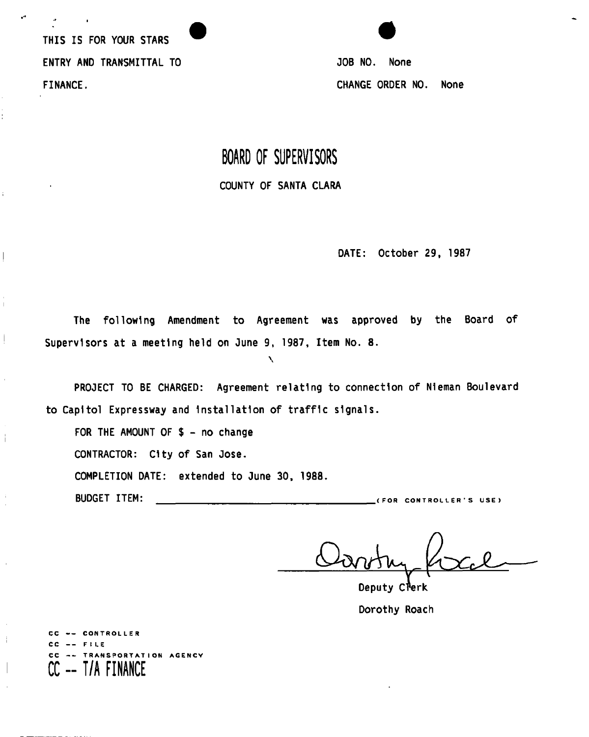THIS IS FOR YOUR STARS
ENTRY AND TRANSMITTAL TO
FINANCE.

JOB NO. None

CHANGE ORDER NO. None

# BOARD OF SUPERVISORS

COUNTY OF SANTA CLARA

DATE: October 29, 1987

The following Amendment to Agreement was approved by the Board of Supervisors at a meeting held on June 9, 1987, Item No. 8.

PROJECT TO BE CHARGED: Agreement relating to connection of Nieman Boulevard to Capitol Expressway and installation of traffic signals.

FOR THE AMOUNT OF $ - no change

CONTRACTOR: City of San Jose.

COMPLETION DATE: extended to June 30, 1988.

BUDGET ITEM: ______________________ (FOR CONTROLLER'S USE)

Dorothy Roach

Deputy Clerk

Dorothy Roach

CC -- CONTROLLER
CC -- FILE
CC -- TRANSPORTATION AGENCY
CC -- T/A FINANCE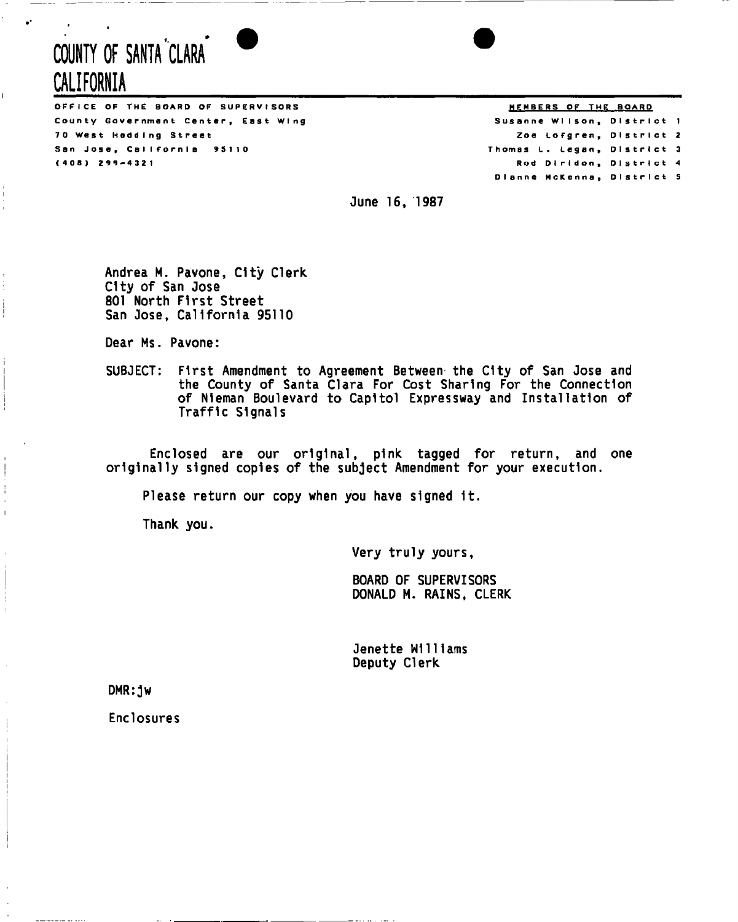# COUNTY OF SANTA CLARA
# CALIFORNIA

OFFICE OF THE BOARD OF SUPERVISORS
County Government Center, East Wing
70 West Hedding Street
San Jose, California 95110
(408) 299-4321

MEMBERS OF THE BOARD
Susanne Wilson, District 1
Zoe Lofgren, District 2
Thomas L. Legan, District 3
Rod Diridon, District 4
Dianne McKenna, District 5

June 16, 1987

Andrea M. Pavone, City Clerk
City of San Jose
801 North First Street
San Jose, California 95110

Dear Ms. Pavone:

SUBJECT: First Amendment to Agreement Between the City of San Jose and the County of Santa Clara For Cost Sharing For the Connection of Nieman Boulevard to Capitol Expressway and Installation of Traffic Signals

Enclosed are our original, pink tagged for return, and one originally signed copies of the subject Amendment for your execution.

Please return our copy when you have signed it.

Thank you.

Very truly yours,

BOARD OF SUPERVISORS
DONALD M. RAINS, CLERK

Jenette Williams
Deputy Clerk

DMR:jw

Enclosures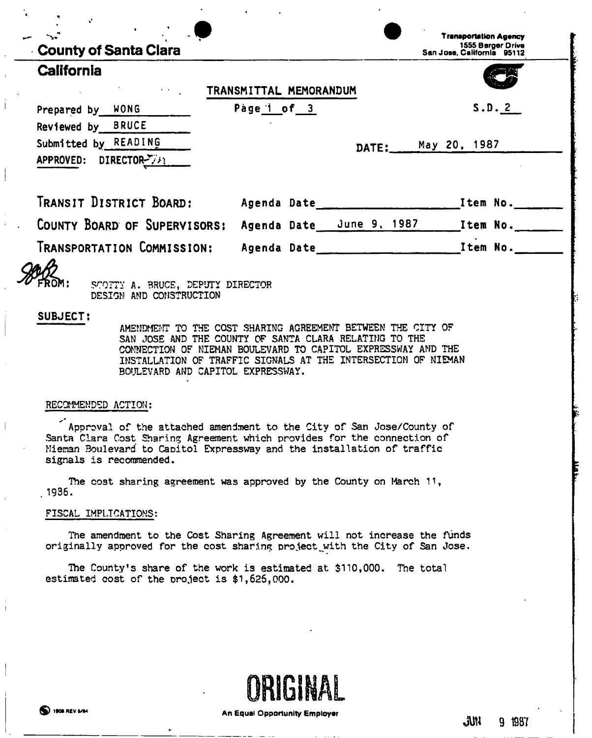County of Santa Clara

California

Transportation Agency
1555 Berger Drive
San Jose, California 95112

TRANSMITTAL MEMORANDUM

Prepared by WONG

Reviewed by BRUCE

Submitted by READING

APPROVED: DIRECTOR

Page 1 of 3

S.D. 2

DATE: May 20, 1987

| | | |
|---|---|---|
| TRANSIT DISTRICT BOARD: | Agenda Date | Item No. |
| COUNTY BOARD OF SUPERVISORS: | Agenda Date June 9, 1987 | Item No. |
| TRANSPORTATION COMMISSION: | Agenda Date | Item No. |

FROM: SCOTTY A. BRUCE, DEPUTY DIRECTOR
DESIGN AND CONSTRUCTION

**SUBJECT:**

AMENDMENT TO THE COST SHARING AGREEMENT BETWEEN THE CITY OF SAN JOSE AND THE COUNTY OF SANTA CLARA RELATING TO THE CONNECTION OF NIEMAN BOULEVARD TO CAPITOL EXPRESSWAY AND THE INSTALLATION OF TRAFFIC SIGNALS AT THE INTERSECTION OF NIEMAN BOULEVARD AND CAPITOL EXPRESSWAY.

RECOMMENDED ACTION:

Approval of the attached amendment to the City of San Jose/County of Santa Clara Cost Sharing Agreement which provides for the connection of Nieman Boulevard to Capitol Expressway and the installation of traffic signals is recommended.

The cost sharing agreement was approved by the County on March 11, 1986.

FISCAL IMPLICATIONS:

The amendment to the Cost Sharing Agreement will not increase the funds originally approved for the cost sharing project with the City of San Jose.

The County's share of the work is estimated at $110,000. The total estimated cost of the project is $1,626,000.

ORIGINAL

An Equal Opportunity Employer

JUN 9 1987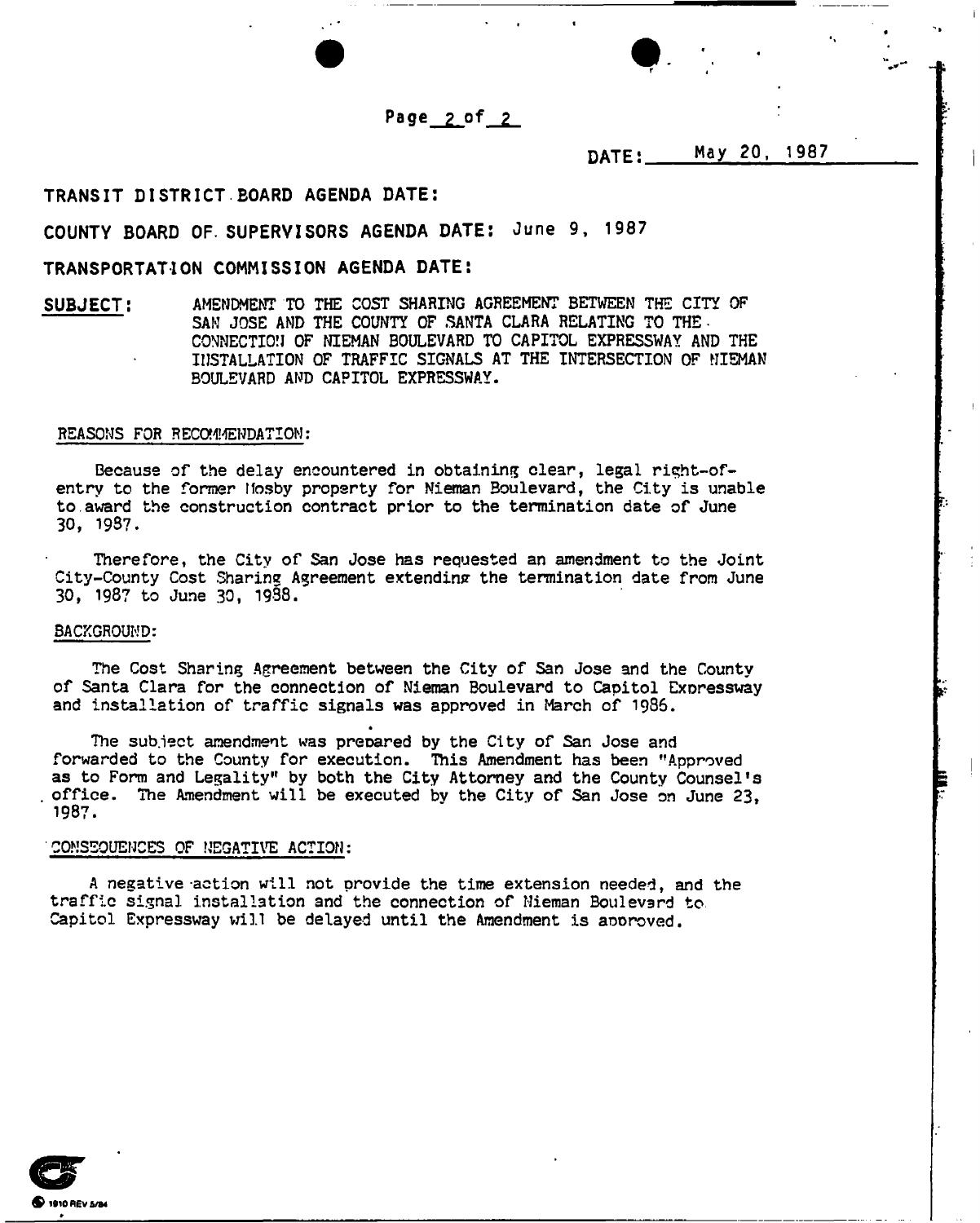DATE: May 20, 1987

**TRANSIT DISTRICT BOARD AGENDA DATE:**

**COUNTY BOARD OF SUPERVISORS AGENDA DATE:** June 9, 1987

**TRANSPORTATION COMMISSION AGENDA DATE:**

**SUBJECT:** AMENDMENT TO THE COST SHARING AGREEMENT BETWEEN THE CITY OF SAN JOSE AND THE COUNTY OF SANTA CLARA RELATING TO THE CONNECTION OF NIEMAN BOULEVARD TO CAPITOL EXPRESSWAY AND THE INSTALLATION OF TRAFFIC SIGNALS AT THE INTERSECTION OF NIEMAN BOULEVARD AND CAPITOL EXPRESSWAY.

REASONS FOR RECOMMENDATION:

Because of the delay encountered in obtaining clear, legal right-of-entry to the former Mosby property for Nieman Boulevard, the City is unable to award the construction contract prior to the termination date of June 30, 1987.

Therefore, the City of San Jose has requested an amendment to the Joint City-County Cost Sharing Agreement extending the termination date from June 30, 1987 to June 30, 1988.

BACKGROUND:

The Cost Sharing Agreement between the City of San Jose and the County of Santa Clara for the connection of Nieman Boulevard to Capitol Expressway and installation of traffic signals was approved in March of 1986.

The subject amendment was prepared by the City of San Jose and forwarded to the County for execution. This Amendment has been "Approved as to Form and Legality" by both the City Attorney and the County Counsel's office. The Amendment will be executed by the City of San Jose on June 23, 1987.

CONSEQUENCES OF NEGATIVE ACTION:

A negative action will not provide the time extension needed, and the traffic signal installation and the connection of Nieman Boulevard to Capitol Expressway will be delayed until the Amendment is approved.

1910 REV 5/84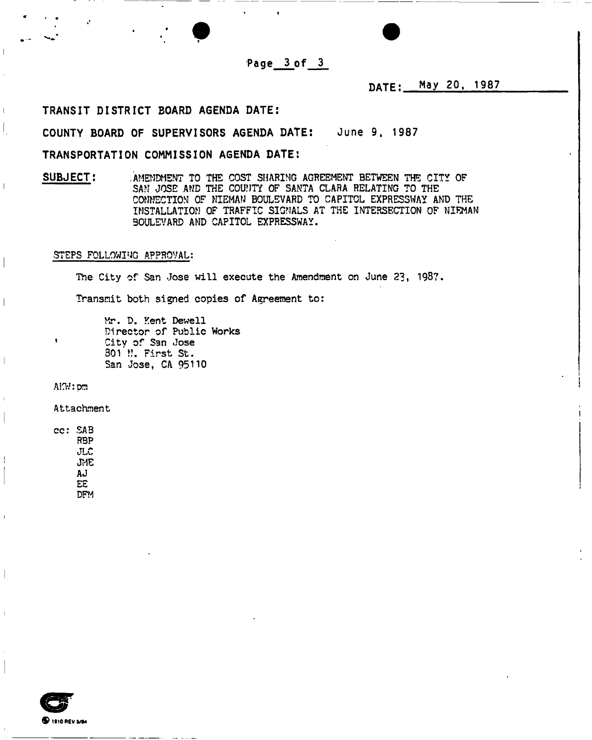**DATE:** May 20, 1987

**TRANSIT DISTRICT BOARD AGENDA DATE:**

**COUNTY BOARD OF SUPERVISORS AGENDA DATE:** June 9, 1987

**TRANSPORTATION COMMISSION AGENDA DATE:**

**SUBJECT:** AMENDMENT TO THE COST SHARING AGREEMENT BETWEEN THE CITY OF SAN JOSE AND THE COUNTY OF SANTA CLARA RELATING TO THE CONNECTION OF NIEMAN BOULEVARD TO CAPITOL EXPRESSWAY AND THE INSTALLATION OF TRAFFIC SIGNALS AT THE INTERSECTION OF NIEMAN BOULEVARD AND CAPITOL EXPRESSWAY.

STEPS FOLLOWING APPROVAL:

The City of San Jose will execute the Amendment on June 23, 1987.

Transmit both signed copies of Agreement to:

Mr. D. Kent Dewell
Director of Public Works
City of San Jose
801 N. First St.
San Jose, CA 95110

AKW:pm

Attachment

cc: SAB
RBP
JLC
JME
AJ
EE
DFM

1910 REV 5/84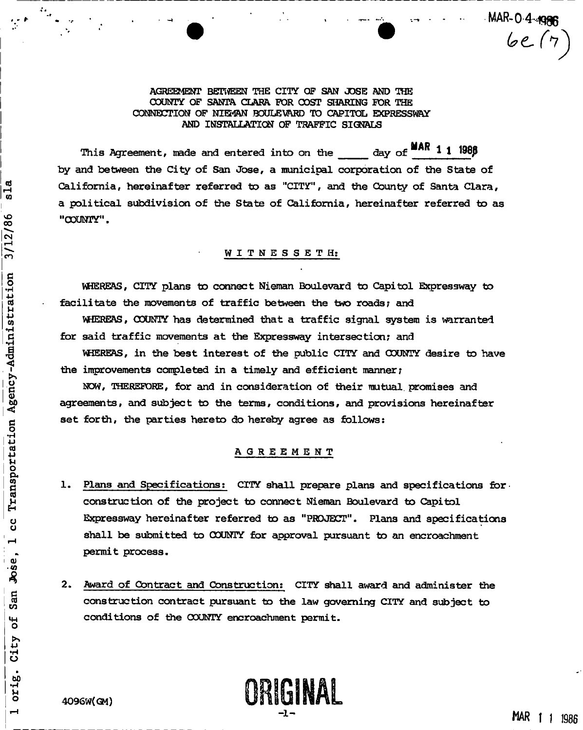MAR-04-1986

6e (7)

AGREEMENT BETWEEN THE CITY OF SAN JOSE AND THE COUNTY OF SANTA CLARA FOR COST SHARING FOR THE CONNECTION OF NIEMAN BOULEVARD TO CAPITOL EXPRESSWAY AND INSTALLATION OF TRAFFIC SIGNALS

This Agreement, made and entered into on the _____ day of MAR 1 1 1986, by and between the City of San Jose, a municipal corporation of the State of California, hereinafter referred to as "CITY", and the County of Santa Clara, a political subdivision of the State of California, hereinafter referred to as "COUNTY".

W I T N E S S E T H:

WHEREAS, CITY plans to connect Nieman Boulevard to Capitol Expressway to facilitate the movements of traffic between the two roads; and

WHEREAS, COUNTY has determined that a traffic signal system is warranted for said traffic movements at the Expressway intersection; and

WHEREAS, in the best interest of the public CITY and COUNTY desire to have the improvements completed in a timely and efficient manner;

NOW, THEREFORE, for and in consideration of their mutual promises and agreements, and subject to the terms, conditions, and provisions hereinafter set forth, the parties hereto do hereby agree as follows:

A G R E E M E N T

1. Plans and Specifications: CITY shall prepare plans and specifications for construction of the project to connect Nieman Boulevard to Capitol Expressway hereinafter referred to as "PROJECT". Plans and specifications shall be submitted to COUNTY for approval pursuant to an encroachment permit process.

2. Award of Contract and Construction: CITY shall award and administer the construction contract pursuant to the law governing CITY and subject to conditions of the COUNTY encroachment permit.

1 orig. City of San Jose, 1 cc Transportation Agency-Administration 3/12/86 sla

4096W(GM)

ORIGINAL

MAR 1 1 1986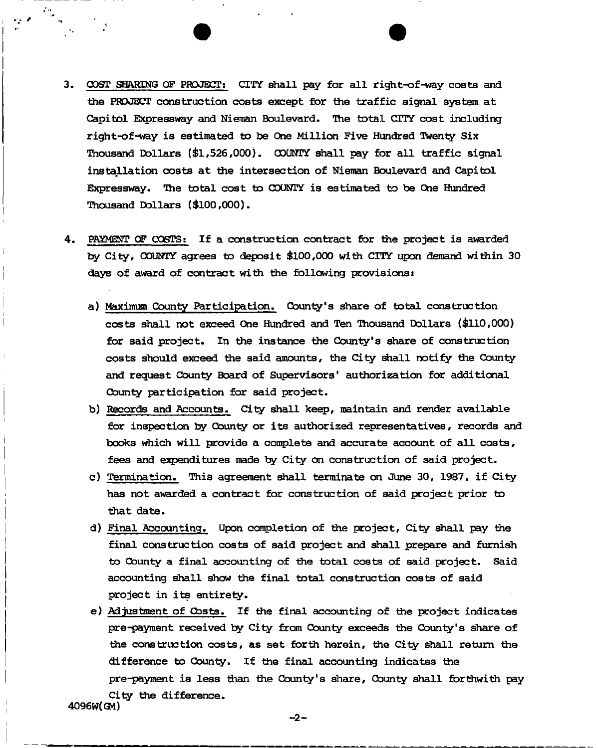3. <u>COST SHARING OF PROJECT:</u> CITY shall pay for all right-of-way costs and the PROJECT construction costs except for the traffic signal system at Capitol Expressway and Nieman Boulevard. The total CITY cost including right-of-way is estimated to be One Million Five Hundred Twenty Six Thousand Dollars ($1,526,000). COUNTY shall pay for all traffic signal installation costs at the intersection of Nieman Boulevard and Capitol Expressway. The total cost to COUNTY is estimated to be One Hundred Thousand Dollars ($100,000).

4. <u>PAYMENT OF COSTS:</u> If a construction contract for the project is awarded by City, COUNTY agrees to deposit $100,000 with CITY upon demand within 30 days of award of contract with the following provisions:

   a) <u>Maximum County Participation.</u> County's share of total construction costs shall not exceed One Hundred and Ten Thousand Dollars ($110,000) for said project. In the instance the County's share of construction costs should exceed the said amounts, the City shall notify the County and request County Board of Supervisors' authorization for additional County participation for said project.

   b) <u>Records and Accounts.</u> City shall keep, maintain and render available for inspection by County or its authorized representatives, records and books which will provide a complete and accurate account of all costs, fees and expenditures made by City on construction of said project.

   c) <u>Termination.</u> This agreement shall terminate on June 30, 1987, if City has not awarded a contract for construction of said project prior to that date.

   d) <u>Final Accounting.</u> Upon completion of the project, City shall pay the final construction costs of said project and shall prepare and furnish to County a final accounting of the total costs of said project. Said accounting shall show the final total construction costs of said project in its entirety.

   e) <u>Adjustment of Costs.</u> If the final accounting of the project indicates pre-payment received by City from County exceeds the County's share of the construction costs, as set forth herein, the City shall return the difference to County. If the final accounting indicates the pre-payment is less than the County's share, County shall forthwith pay City the difference.

4096W(GM)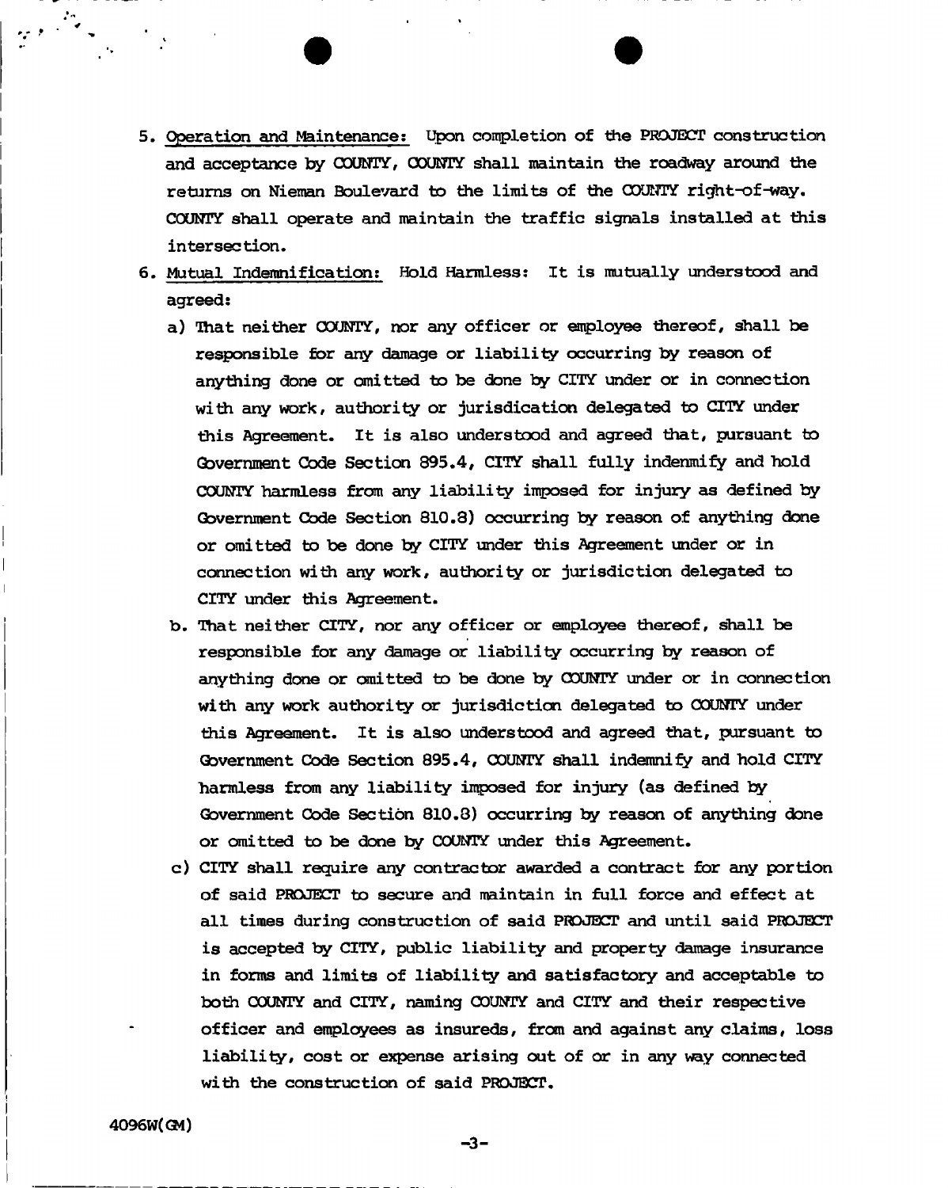5. <u>Operation and Maintenance:</u> Upon completion of the PROJECT construction and acceptance by COUNTY, COUNTY shall maintain the roadway around the returns on Nieman Boulevard to the limits of the COUNTY right-of-way. COUNTY shall operate and maintain the traffic signals installed at this intersection.

6. <u>Mutual Indemnification:</u> Hold Harmless: It is mutually understood and agreed:

   a) That neither COUNTY, nor any officer or employee thereof, shall be responsible for any damage or liability occurring by reason of anything done or omitted to be done by CITY under or in connection with any work, authority or jurisdication delegated to CITY under this Agreement. It is also understood and agreed that, pursuant to Government Code Section 895.4, CITY shall fully indenmify and hold COUNTY harmless from any liability imposed for injury as defined by Government Code Section 810.8) occurring by reason of anything done or omitted to be done by CITY under this Agreement under or in connection with any work, authority or jurisdiction delegated to CITY under this Agreement.

   b. That neither CITY, nor any officer or employee thereof, shall be responsible for any damage or liability occurring by reason of anything done or omitted to be done by COUNTY under or in connection with any work authority or jurisdiction delegated to COUNTY under this Agreement. It is also understood and agreed that, pursuant to Government Code Section 895.4, COUNTY shall indemnify and hold CITY harmless from any liability imposed for injury (as defined by Government Code Section 810.8) occurring by reason of anything done or omitted to be done by COUNTY under this Agreement.

   c) CITY shall require any contractor awarded a contract for any portion of said PROJECT to secure and maintain in full force and effect at all times during construction of said PROJECT and until said PROJECT is accepted by CITY, public liability and property damage insurance in forms and limits of liability and satisfactory and acceptable to both COUNTY and CITY, naming COUNTY and CITY and their respective officer and employees as insureds, from and against any claims, loss liability, cost or expense arising out of or in any way connected with the construction of said PROJECT.

4096W(GM)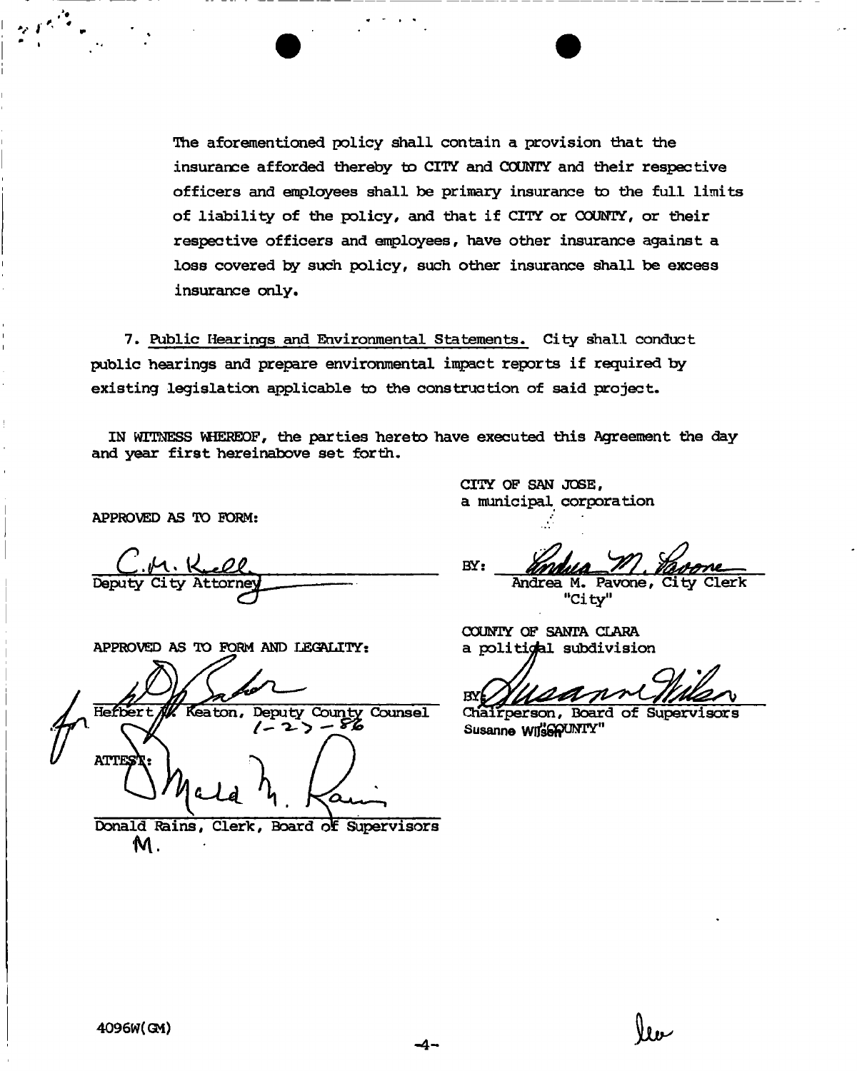The aforementioned policy shall contain a provision that the insurance afforded thereby to CITY and COUNTY and their respective officers and employees shall be primary insurance to the full limits of liability of the policy, and that if CITY or COUNTY, or their respective officers and employees, have other insurance against a loss covered by such policy, such other insurance shall be excess insurance only.

7. Public Hearings and Environmental Statements. City shall conduct public hearings and prepare environmental impact reports if required by existing legislation applicable to the construction of said project.

IN WITNESS WHEREOF, the parties hereto have executed this Agreement the day and year first hereinabove set forth.

APPROVED AS TO FORM:

C.M. Kull
Deputy City Attorney

CITY OF SAN JOSE,
a municipal corporation

BY: Andrea M. Pavone
Andrea M. Pavone, City Clerk
"City"

APPROVED AS TO FORM AND LEGALITY:

for Herbert M. Keaton, Deputy County Counsel
1-23-86

ATTEST:

Donald M. Rains
Donald Rains, Clerk, Board of Supervisors

COUNTY OF SANTA CLARA
a political subdivision

BY: Susanne Wilson
Chairperson, Board of Supervisors
Susanne Wilson
"COUNTY"

4096W(GM)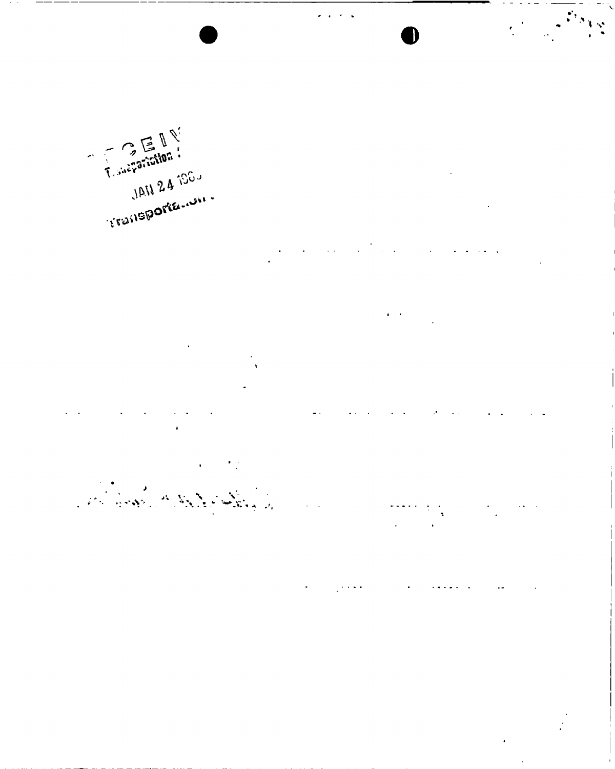RECEIV
Transportation

JAN 24 198

Transporta...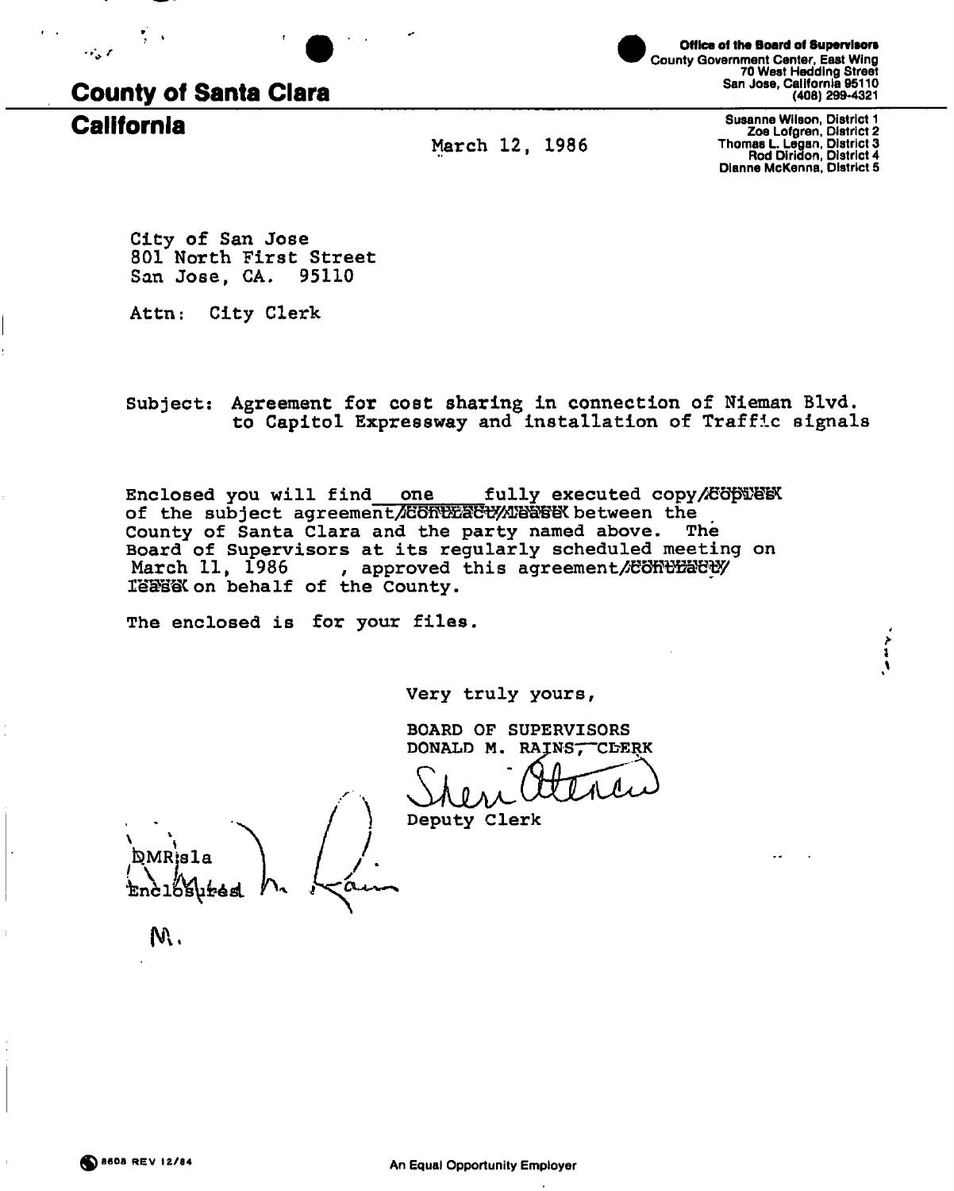**County of Santa Clara**

**California**

**Office of the Board of Supervisors**
County Government Center, East Wing
70 West Hedding Street
San Jose, California 95110
(408) 299-4321

Susanne Wilson, District 1
Zoe Lofgren, District 2
Thomas L. Legan, District 3
Rod Diridon, District 4
Dianne McKenna, District 5

March 12, 1986

City of San Jose
801 North First Street
San Jose, CA. 95110

Attn: City Clerk

Subject: Agreement for cost sharing in connection of Nieman Blvd. to Capitol Expressway and installation of Traffic signals

Enclosed you will find one fully executed copy/~~copies~~ of the subject agreement/~~contract/lease~~ between the County of Santa Clara and the party named above. The Board of Supervisors at its regularly scheduled meeting on March 11, 1986 , approved this agreement/~~contract/lease~~ on behalf of the County.

The enclosed is for your files.

Very truly yours,

BOARD OF SUPERVISORS
DONALD M. RAINS, CLERK

Sheri Atencio
Deputy Clerk

DMR:sla
Enclosures

Mailed M. Rain
M.

8608 REV 12/84

An Equal Opportunity Employer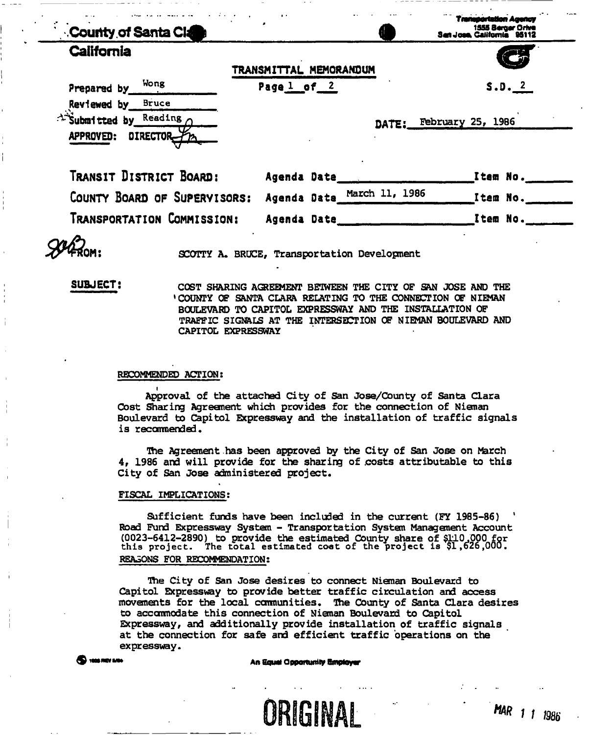County of Santa Cl

California

Transportation Agency
1555 Berger Drive
San Jose, California 95112

TRANSMITTAL MEMORANDUM

Page 1 of 2

S.D. 2

Prepared by Wong

Reviewed by Bruce

Submitted by Reading

APPROVED: DIRECTOR

DATE: February 25, 1986

| | | |
|---|---|---|
| TRANSIT DISTRICT BOARD: | Agenda Date | Item No. |
| COUNTY BOARD OF SUPERVISORS: | Agenda Date March 11, 1986 | Item No. |
| TRANSPORTATION COMMISSION: | Agenda Date | Item No. |

FROM: SCOTTY A. BRUCE, Transportation Development

SUBJECT: COST SHARING AGREEMENT BETWEEN THE CITY OF SAN JOSE AND THE COUNTY OF SANTA CLARA RELATING TO THE CONNECTION OF NIEMAN BOULEVARD TO CAPITOL EXPRESSWAY AND THE INSTALLATION OF TRAFFIC SIGNALS AT THE INTERSECTION OF NIEMAN BOULEVARD AND CAPITOL EXPRESSWAY

RECOMMENDED ACTION:

Approval of the attached City of San Jose/County of Santa Clara Cost Sharing Agreement which provides for the connection of Nieman Boulevard to Capitol Expressway and the installation of traffic signals is recommended.

The Agreement has been approved by the City of San Jose on March 4, 1986 and will provide for the sharing of costs attributable to this City of San Jose administered project.

FISCAL IMPLICATIONS:

Sufficient funds have been included in the current (FY 1985-86) Road Fund Expressway System - Transportation System Management Account (0023-6412-2890) to provide the estimated County share of $110,000 for this project. The total estimated cost of the project is $1,626,000.

REASONS FOR RECOMMENDATION:

The City of San Jose desires to connect Nieman Boulevard to Capitol Expressway to provide better traffic circulation and access movements for the local communities. The County of Santa Clara desires to accommodate this connection of Nieman Boulevard to Capitol Expressway, and additionally provide installation of traffic signals at the connection for safe and efficient traffic operations on the expressway.

An Equal Opportunity Employer

ORIGINAL

MAR 11 1986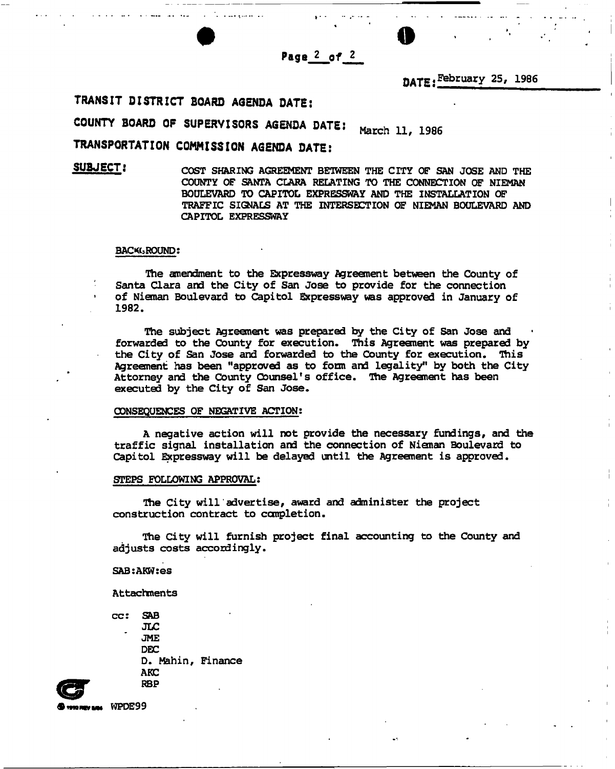DATE: February 25, 1986

**TRANSIT DISTRICT BOARD AGENDA DATE:**

**COUNTY BOARD OF SUPERVISORS AGENDA DATE:** March 11, 1986

**TRANSPORTATION COMMISSION AGENDA DATE:**

**SUBJECT:** COST SHARING AGREEMENT BETWEEN THE CITY OF SAN JOSE AND THE COUNTY OF SANTA CLARA RELATING TO THE CONNECTION OF NIEMAN BOULEVARD TO CAPITOL EXPRESSWAY AND THE INSTALLATION OF TRAFFIC SIGNALS AT THE INTERSECTION OF NIEMAN BOULEVARD AND CAPITOL EXPRESSWAY

BACKGROUND:

The amendment to the Expressway Agreement between the County of Santa Clara and the City of San Jose to provide for the connection of Nieman Boulevard to Capitol Expressway was approved in January of 1982.

The subject Agreement was prepared by the City of San Jose and forwarded to the County for execution. This Agreement was prepared by the City of San Jose and forwarded to the County for execution. This Agreement has been "approved as to form and legality" by both the City Attorney and the County Counsel's office. The Agreement has been executed by the City of San Jose.

CONSEQUENCES OF NEGATIVE ACTION:

A negative action will not provide the necessary fundings, and the traffic signal installation and the connection of Nieman Boulevard to Capitol Expressway will be delayed until the Agreement is approved.

STEPS FOLLOWING APPROVAL:

The City will advertise, award and administer the project construction contract to completion.

The City will furnish project final accounting to the County and adjusts costs accordingly.

SAB:AKW:es

Attachments

cc: SAB
JLC
JME
DEC
D. Mahin, Finance
AKC
RBP

WPDE99